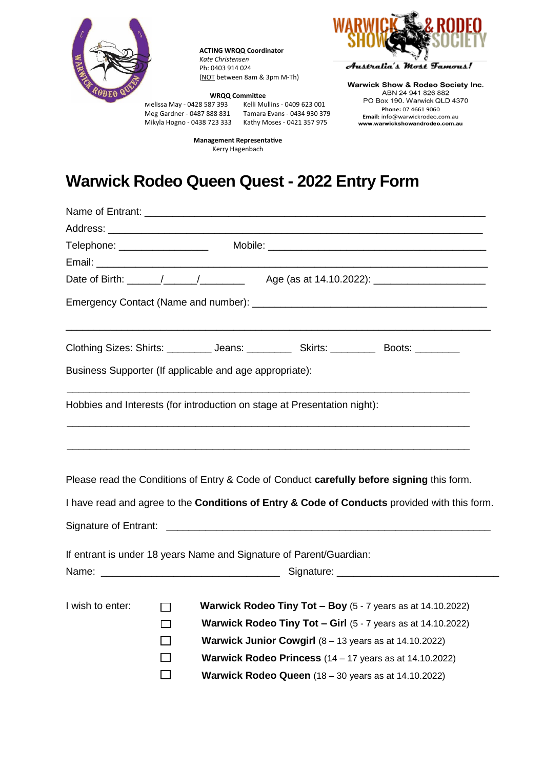**ACTING WRQQ Coordinator**
*Kate Christensen*
Ph: 0403 914 024
(NOT between 8am & 3pm M-Th)

**WRQQ Committee**

Melissa May - 0428 587 393
Meg Gardner - 0487 888 831
Mikyla Hogno - 0438 723 333
Kelli Mullins - 0409 623 001
Tamara Evans - 0434 930 379
Kathy Moses - 0421 357 975

**Management Representative**
Kerry Hagenbach

WARWICK SHOW & RODEO SOCIETY
*Australia's Most Famous!*

**Warwick Show & Rodeo Society Inc.**
ABN 24 941 826 882
PO Box 190. Warwick QLD 4370
**Phone:** 07 4661 9060
**Email:** info@warwickrodeo.com.au
**www.warwickshowandrodeo.com.au**

# Warwick Rodeo Queen Quest - 2022 Entry Form

Name of Entrant: ____________________________________________________________

Address: ____________________________________________________________

Telephone: ________________ Mobile: ________________________________________

Email: ____________________________________________________________

Date of Birth: ______/______/________ Age (as at 14.10.2022): ____________________

Emergency Contact (Name and number): ________________________________________

____________________________________________________________

Clothing Sizes: Shirts: ________ Jeans: ________ Skirts: ________ Boots: ________

Business Supporter (If applicable and age appropriate):

____________________________________________________________

Hobbies and Interests (for introduction on stage at Presentation night):

____________________________________________________________

____________________________________________________________

Please read the Conditions of Entry & Code of Conduct **carefully before signing** this form.

I have read and agree to the **Conditions of Entry & Code of Conducts** provided with this form.

Signature of Entrant: ____________________________________________________________

If entrant is under 18 years Name and Signature of Parent/Guardian:

Name: ________________________________ Signature: ____________________________

I wish to enter:

- ☐ **Warwick Rodeo Tiny Tot – Boy** (5 - 7 years as at 14.10.2022)
- ☐ **Warwick Rodeo Tiny Tot – Girl** (5 - 7 years as at 14.10.2022)
- ☐ **Warwick Junior Cowgirl** (8 – 13 years as at 14.10.2022)
- ☐ **Warwick Rodeo Princess** (14 – 17 years as at 14.10.2022)
- ☐ **Warwick Rodeo Queen** (18 – 30 years as at 14.10.2022)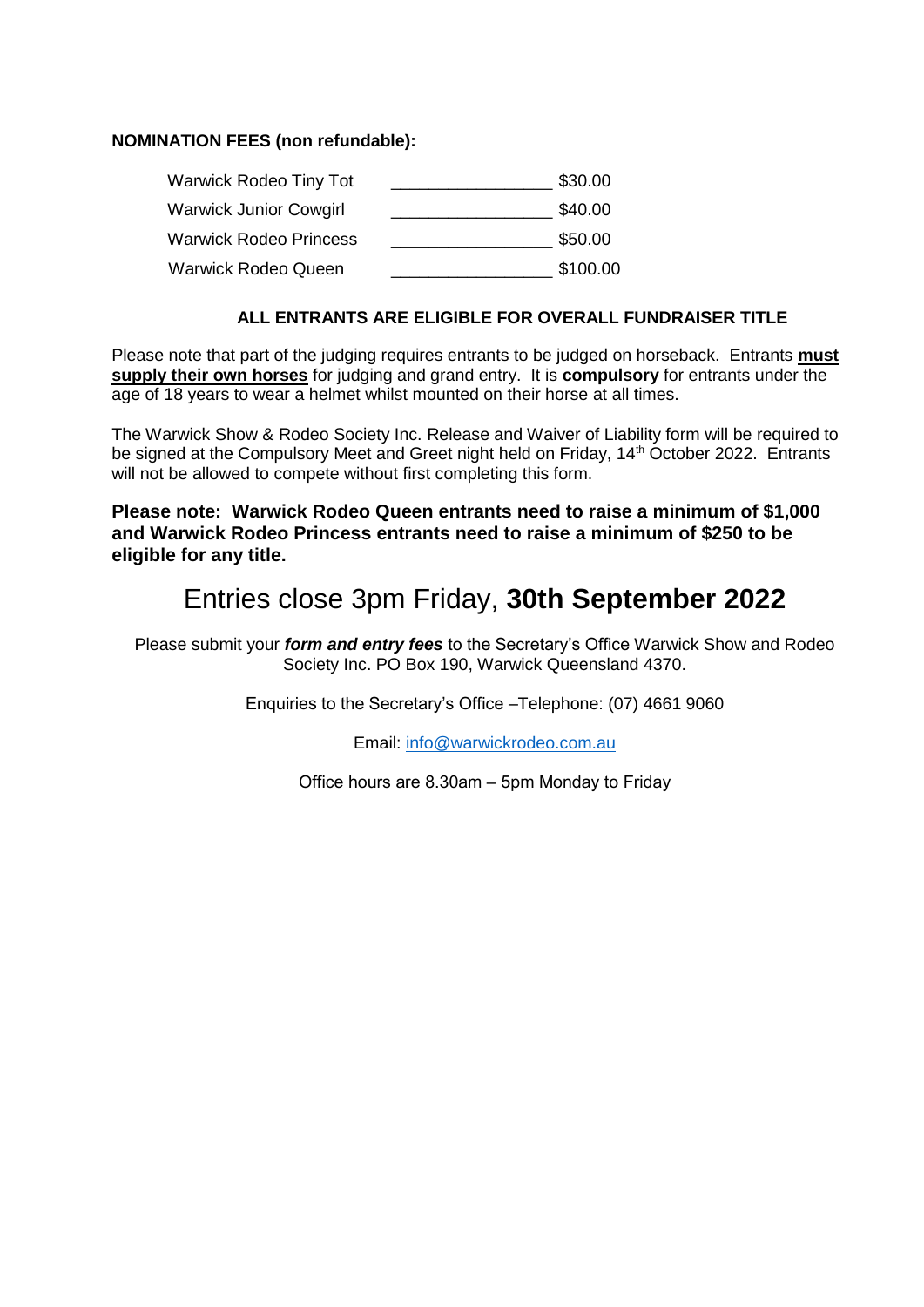**NOMINATION FEES (non refundable):**

| | | |
|---|---|---|
| Warwick Rodeo Tiny Tot | ________________ | $30.00 |
| Warwick Junior Cowgirl | ________________ | $40.00 |
| Warwick Rodeo Princess | ________________ | $50.00 |
| Warwick Rodeo Queen | ________________ | $100.00 |

**ALL ENTRANTS ARE ELIGIBLE FOR OVERALL FUNDRAISER TITLE**

Please note that part of the judging requires entrants to be judged on horseback. Entrants **must supply their own horses** for judging and grand entry. It is **compulsory** for entrants under the age of 18 years to wear a helmet whilst mounted on their horse at all times.

The Warwick Show & Rodeo Society Inc. Release and Waiver of Liability form will be required to be signed at the Compulsory Meet and Greet night held on Friday, 14th October 2022. Entrants will not be allowed to compete without first completing this form.

**Please note: Warwick Rodeo Queen entrants need to raise a minimum of $1,000 and Warwick Rodeo Princess entrants need to raise a minimum of $250 to be eligible for any title.**

## Entries close 3pm Friday, **30th September 2022**

Please submit your ***form and entry fees*** to the Secretary's Office Warwick Show and Rodeo Society Inc. PO Box 190, Warwick Queensland 4370.

Enquiries to the Secretary's Office –Telephone: (07) 4661 9060

Email: info@warwickrodeo.com.au

Office hours are 8.30am – 5pm Monday to Friday